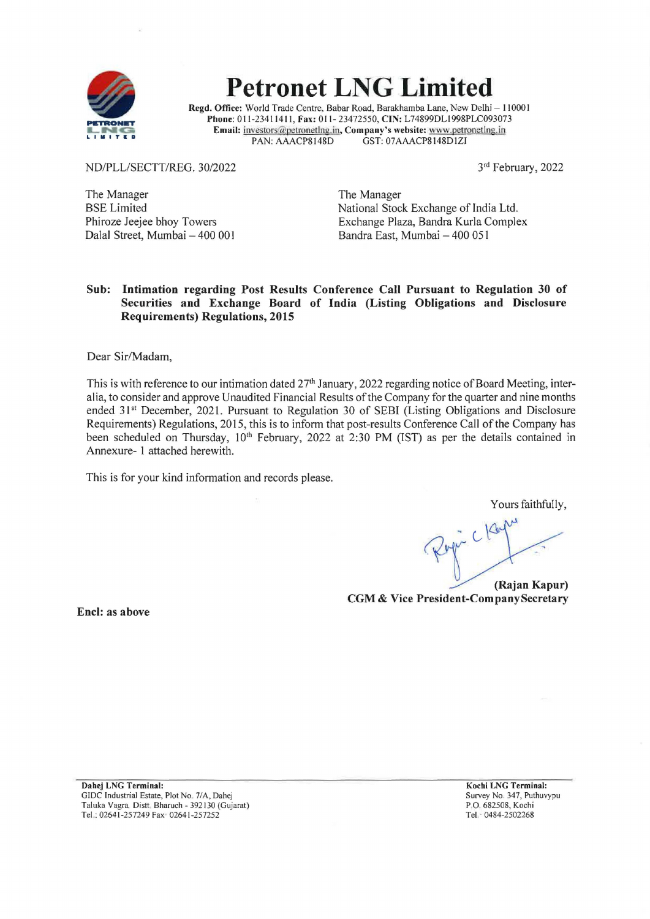# Petronet LNG Limited

**Regd. Office:** World Trade Centre, Babar Road, Barakhamba Lane, New Delhi – 110001
**Phone:** 011-23411411, **Fax:** 011- 23472550, **CIN:** L74899DL1998PLC093073
**Email:** investors@petronetlng.in, **Company's website:** www.petronetlng.in
PAN: AAACP8148D GST: 07AAACP8148D1ZI

ND/PLL/SECTT/REG. 30/2022

3rd February, 2022

The Manager
BSE Limited
Phiroze Jeejee bhoy Towers
Dalal Street, Mumbai – 400 001

The Manager
National Stock Exchange of India Ltd.
Exchange Plaza, Bandra Kurla Complex
Bandra East, Mumbai – 400 051

**Sub: Intimation regarding Post Results Conference Call Pursuant to Regulation 30 of Securities and Exchange Board of India (Listing Obligations and Disclosure Requirements) Regulations, 2015**

Dear Sir/Madam,

This is with reference to our intimation dated 27th January, 2022 regarding notice of Board Meeting, inter-alia, to consider and approve Unaudited Financial Results of the Company for the quarter and nine months ended 31st December, 2021. Pursuant to Regulation 30 of SEBI (Listing Obligations and Disclosure Requirements) Regulations, 2015, this is to inform that post-results Conference Call of the Company has been scheduled on Thursday, 10th February, 2022 at 2:30 PM (IST) as per the details contained in Annexure- 1 attached herewith.

This is for your kind information and records please.

Yours faithfully,

**(Rajan Kapur)**
**CGM & Vice President-Company Secretary**

**Encl: as above**

**Dahej LNG Terminal:**
GIDC Industrial Estate, Plot No. 7/A, Dahej
Taluka Vagra, Distt. Bharuch - 392130 (Gujarat)
Tel.: 02641-257249 Fax: 02641-257252

**Kochi LNG Terminal:**
Survey No. 347, Puthuvypu
P.O. 682508, Kochi
Tel.: 0484-2502268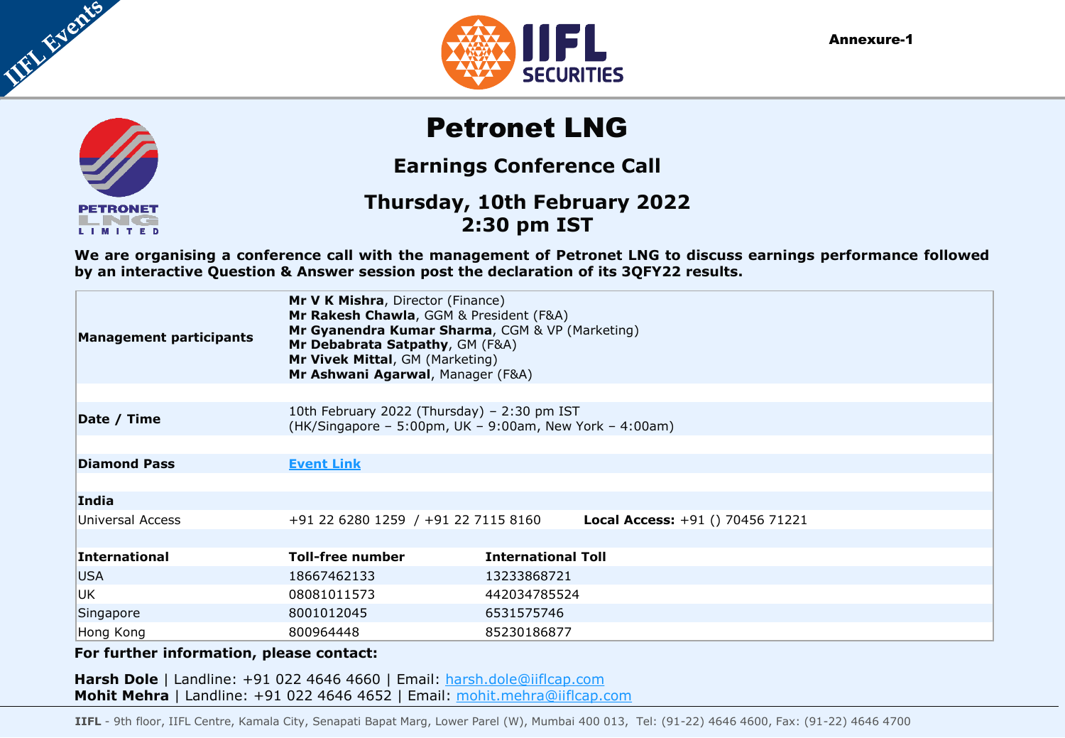Annexure-1

# Petronet LNG

## Earnings Conference Call

## Thursday, 10th February 2022
## 2:30 pm IST

**We are organising a conference call with the management of Petronet LNG to discuss earnings performance followed by an interactive Question & Answer session post the declaration of its 3QFY22 results.**

| | | |
|---|---|---|
| **Management participants** | **Mr V K Mishra**, Director (Finance)<br>**Mr Rakesh Chawla**, GGM & President (F&A)<br>**Mr Gyanendra Kumar Sharma**, CGM & VP (Marketing)<br>**Mr Debabrata Satpathy**, GM (F&A)<br>**Mr Vivek Mittal**, GM (Marketing)<br>**Mr Ashwani Agarwal**, Manager (F&A) | |
| **Date / Time** | 10th February 2022 (Thursday) – 2:30 pm IST<br>(HK/Singapore – 5:00pm, UK – 9:00am, New York – 4:00am) | |
| **Diamond Pass** | Event Link | |
| **India** | | |
| Universal Access | +91 22 6280 1259 / +91 22 7115 8160 | **Local Access:** +91 () 70456 71221 |
| **International** | **Toll-free number** | **International Toll** |
| USA | 18667462133 | 13233868721 |
| UK | 08081011573 | 442034785524 |
| Singapore | 8001012045 | 6531575746 |
| Hong Kong | 800964448 | 85230186877 |

**For further information, please contact:**

**Harsh Dole** | Landline: +91 022 4646 4660 | Email: harsh.dole@iiflcap.com
**Mohit Mehra** | Landline: +91 022 4646 4652 | Email: mohit.mehra@iiflcap.com

**IIFL** - 9th floor, IIFL Centre, Kamala City, Senapati Bapat Marg, Lower Parel (W), Mumbai 400 013, Tel: (91-22) 4646 4600, Fax: (91-22) 4646 4700